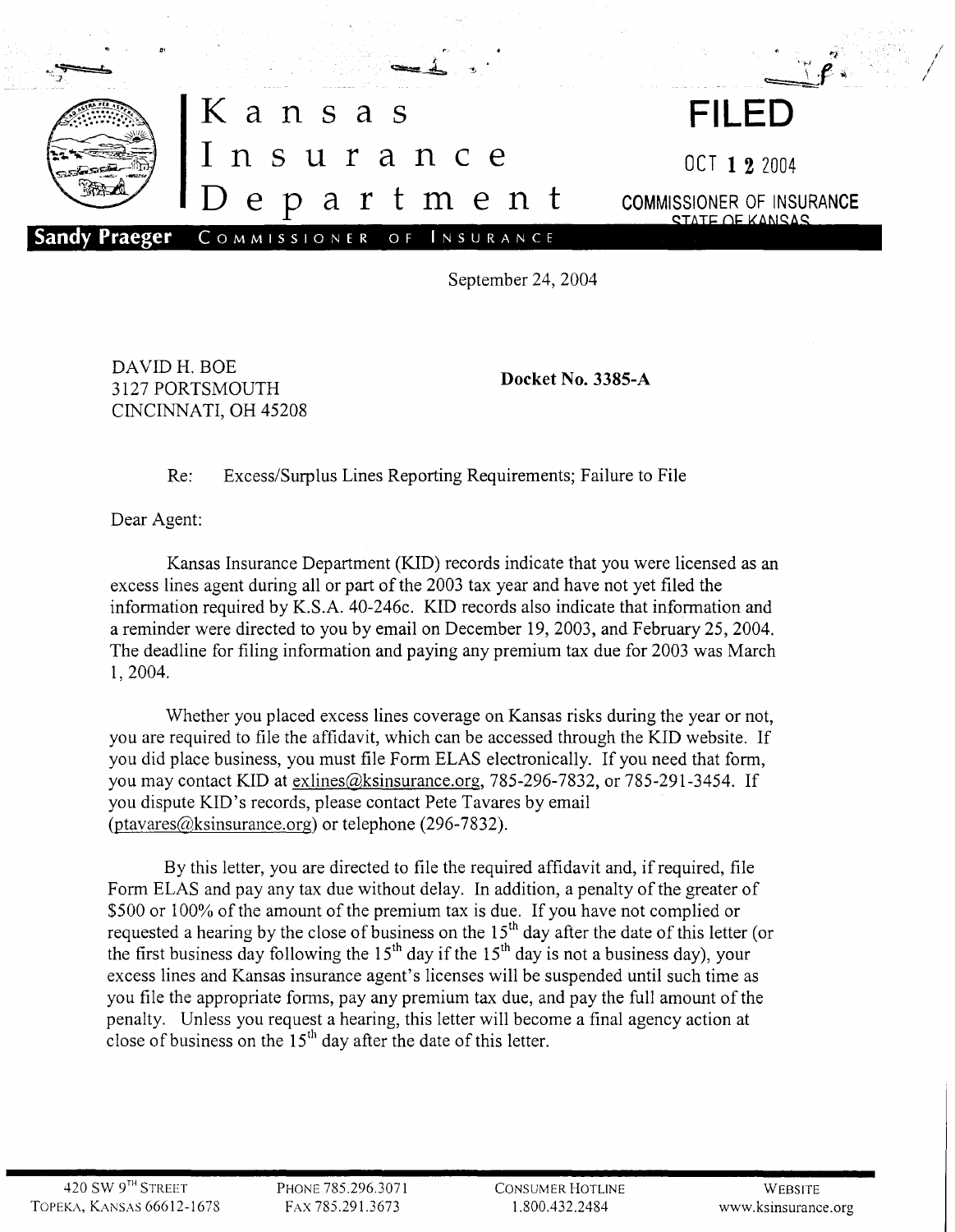# Kansas Insurance Department

**FILED**

OCT 12 2004

COMMISSIONER OF INSURANCE
STATE OF KANSAS

**Sandy Praeger** COMMISSIONER OF INSURANCE

September 24, 2004

DAVID H. BOE
3127 PORTSMOUTH
CINCINNATI, OH 45208

**Docket No. 3385-A**

Re: Excess/Surplus Lines Reporting Requirements; Failure to File

Dear Agent:

Kansas Insurance Department (KID) records indicate that you were licensed as an excess lines agent during all or part of the 2003 tax year and have not yet filed the information required by K.S.A. 40-246c. KID records also indicate that information and a reminder were directed to you by email on December 19, 2003, and February 25, 2004. The deadline for filing information and paying any premium tax due for 2003 was March 1, 2004.

Whether you placed excess lines coverage on Kansas risks during the year or not, you are required to file the affidavit, which can be accessed through the KID website. If you did place business, you must file Form ELAS electronically. If you need that form, you may contact KID at exlines@ksinsurance.org, 785-296-7832, or 785-291-3454. If you dispute KID's records, please contact Pete Tavares by email (ptavares@ksinsurance.org) or telephone (296-7832).

By this letter, you are directed to file the required affidavit and, if required, file Form ELAS and pay any tax due without delay. In addition, a penalty of the greater of $500 or 100% of the amount of the premium tax is due. If you have not complied or requested a hearing by the close of business on the 15th day after the date of this letter (or the first business day following the 15th day if the 15th day is not a business day), your excess lines and Kansas insurance agent's licenses will be suspended until such time as you file the appropriate forms, pay any premium tax due, and pay the full amount of the penalty. Unless you request a hearing, this letter will become a final agency action at close of business on the 15th day after the date of this letter.

420 SW 9TH STREET
TOPEKA, KANSAS 66612-1678 | PHONE 785.296.3071
FAX 785.291.3673 | CONSUMER HOTLINE
1.800.432.2484 | WEBSITE
www.ksinsurance.org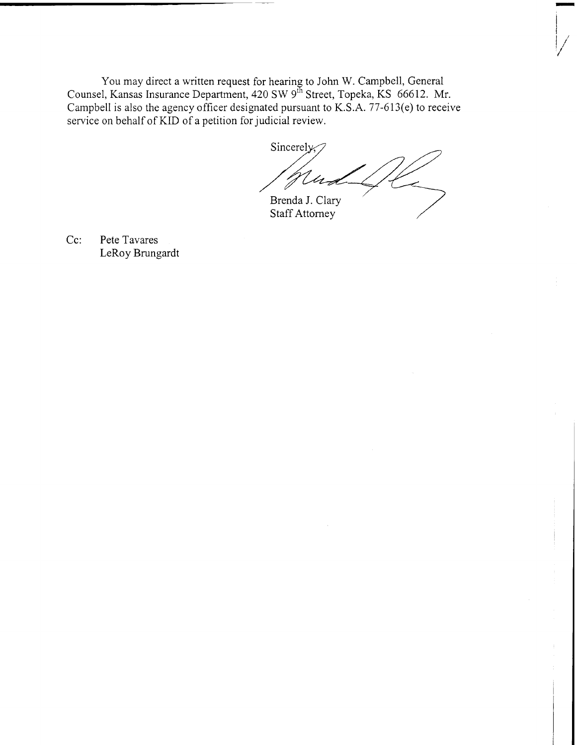You may direct a written request for hearing to John W. Campbell, General Counsel, Kansas Insurance Department, 420 SW 9th Street, Topeka, KS 66612. Mr. Campbell is also the agency officer designated pursuant to K.S.A. 77-613(e) to receive service on behalf of KID of a petition for judicial review.

Sincerely,

Brenda J. Clary
Staff Attorney

Cc: Pete Tavares
LeRoy Brungardt